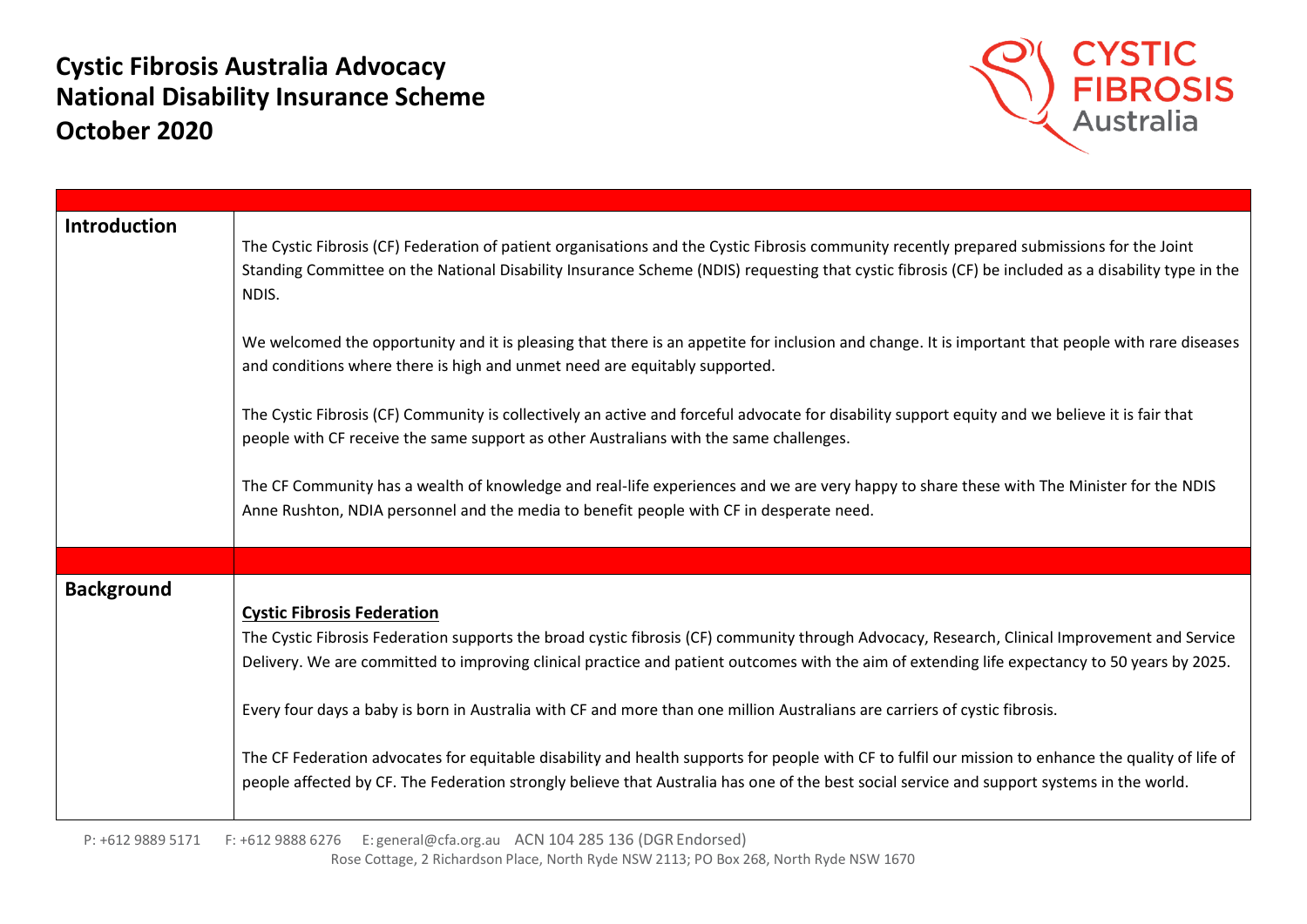# Cystic Fibrosis Australia Advocacy National Disability Insurance Scheme October 2020

CYSTIC FIBROSIS Australia

| | |
|---|---|
| **Introduction** | The Cystic Fibrosis (CF) Federation of patient organisations and the Cystic Fibrosis community recently prepared submissions for the Joint Standing Committee on the National Disability Insurance Scheme (NDIS) requesting that cystic fibrosis (CF) be included as a disability type in the NDIS.<br><br>We welcomed the opportunity and it is pleasing that there is an appetite for inclusion and change. It is important that people with rare diseases and conditions where there is high and unmet need are equitably supported.<br><br>The Cystic Fibrosis (CF) Community is collectively an active and forceful advocate for disability support equity and we believe it is fair that people with CF receive the same support as other Australians with the same challenges.<br><br>The CF Community has a wealth of knowledge and real-life experiences and we are very happy to share these with The Minister for the NDIS Anne Rushton, NDIA personnel and the media to benefit people with CF in desperate need. |
| **Background** | **<u>Cystic Fibrosis Federation</u>**<br>The Cystic Fibrosis Federation supports the broad cystic fibrosis (CF) community through Advocacy, Research, Clinical Improvement and Service Delivery. We are committed to improving clinical practice and patient outcomes with the aim of extending life expectancy to 50 years by 2025.<br><br>Every four days a baby is born in Australia with CF and more than one million Australians are carriers of cystic fibrosis.<br><br>The CF Federation advocates for equitable disability and health supports for people with CF to fulfil our mission to enhance the quality of life of people affected by CF. The Federation strongly believe that Australia has one of the best social service and support systems in the world. |

P: +612 9889 5171 F: +612 9888 6276 E: general@cfa.org.au ACN 104 285 136 (DGR Endorsed)
Rose Cottage, 2 Richardson Place, North Ryde NSW 2113; PO Box 268, North Ryde NSW 1670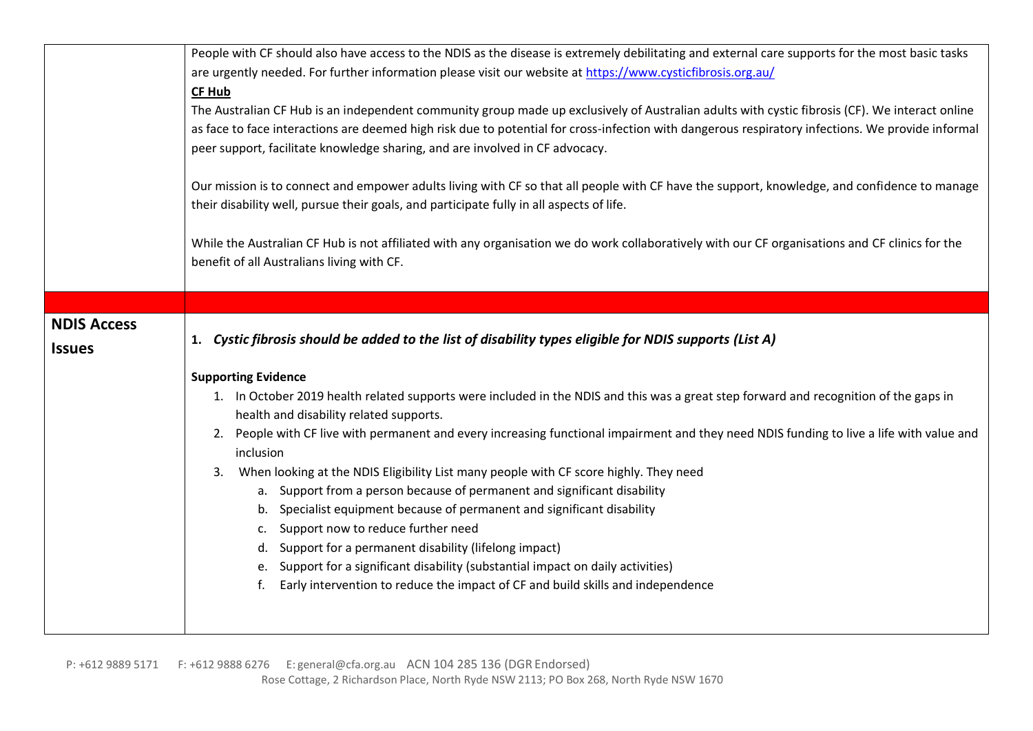| | |
|---|---|
| | People with CF should also have access to the NDIS as the disease is extremely debilitating and external care supports for the most basic tasks are urgently needed. For further information please visit our website at [https://www.cysticfibrosis.org.au/](https://www.cysticfibrosis.org.au/)<br><br>**CF Hub**<br><br>The Australian CF Hub is an independent community group made up exclusively of Australian adults with cystic fibrosis (CF). We interact online as face to face interactions are deemed high risk due to potential for cross-infection with dangerous respiratory infections. We provide informal peer support, facilitate knowledge sharing, and are involved in CF advocacy.<br><br>Our mission is to connect and empower adults living with CF so that all people with CF have the support, knowledge, and confidence to manage their disability well, pursue their goals, and participate fully in all aspects of life.<br><br>While the Australian CF Hub is not affiliated with any organisation we do work collaboratively with our CF organisations and CF clinics for the benefit of all Australians living with CF. |
| | |
| **NDIS Access Issues** | 1. ***Cystic fibrosis should be added to the list of disability types eligible for NDIS supports (List A)***<br><br>**Supporting Evidence**<br><br>1. In October 2019 health related supports were included in the NDIS and this was a great step forward and recognition of the gaps in health and disability related supports.<br>2. People with CF live with permanent and every increasing functional impairment and they need NDIS funding to live a life with value and inclusion<br>3. When looking at the NDIS Eligibility List many people with CF score highly. They need<br>&nbsp;&nbsp;&nbsp;&nbsp;a. Support from a person because of permanent and significant disability<br>&nbsp;&nbsp;&nbsp;&nbsp;b. Specialist equipment because of permanent and significant disability<br>&nbsp;&nbsp;&nbsp;&nbsp;c. Support now to reduce further need<br>&nbsp;&nbsp;&nbsp;&nbsp;d. Support for a permanent disability (lifelong impact)<br>&nbsp;&nbsp;&nbsp;&nbsp;e. Support for a significant disability (substantial impact on daily activities)<br>&nbsp;&nbsp;&nbsp;&nbsp;f. Early intervention to reduce the impact of CF and build skills and independence |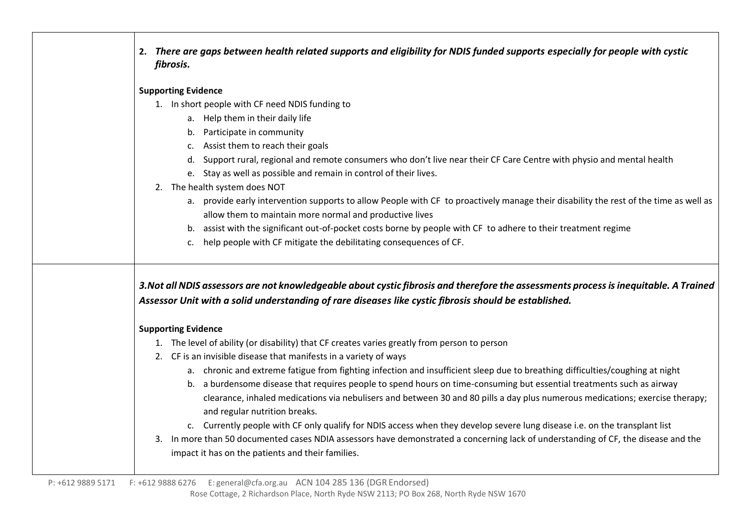| | |
|---|---|
| | **2.** ***There are gaps between health related supports and eligibility for NDIS funded supports especially for people with cystic fibrosis.***<br><br>**Supporting Evidence**<br>1. In short people with CF need NDIS funding to<br>&nbsp;&nbsp;&nbsp;&nbsp;a. Help them in their daily life<br>&nbsp;&nbsp;&nbsp;&nbsp;b. Participate in community<br>&nbsp;&nbsp;&nbsp;&nbsp;c. Assist them to reach their goals<br>&nbsp;&nbsp;&nbsp;&nbsp;d. Support rural, regional and remote consumers who don't live near their CF Care Centre with physio and mental health<br>&nbsp;&nbsp;&nbsp;&nbsp;e. Stay as well as possible and remain in control of their lives.<br>2. The health system does NOT<br>&nbsp;&nbsp;&nbsp;&nbsp;a. provide early intervention supports to allow People with CF to proactively manage their disability the rest of the time as well as allow them to maintain more normal and productive lives<br>&nbsp;&nbsp;&nbsp;&nbsp;b. assist with the significant out-of-pocket costs borne by people with CF to adhere to their treatment regime<br>&nbsp;&nbsp;&nbsp;&nbsp;c. help people with CF mitigate the debilitating consequences of CF. |
| | ***3.Not all NDIS assessors are not knowledgeable about cystic fibrosis and therefore the assessments process is inequitable. A Trained Assessor Unit with a solid understanding of rare diseases like cystic fibrosis should be established.***<br><br>**Supporting Evidence**<br>1. The level of ability (or disability) that CF creates varies greatly from person to person<br>2. CF is an invisible disease that manifests in a variety of ways<br>&nbsp;&nbsp;&nbsp;&nbsp;a. chronic and extreme fatigue from fighting infection and insufficient sleep due to breathing difficulties/coughing at night<br>&nbsp;&nbsp;&nbsp;&nbsp;b. a burdensome disease that requires people to spend hours on time-consuming but essential treatments such as airway clearance, inhaled medications via nebulisers and between 30 and 80 pills a day plus numerous medications; exercise therapy; and regular nutrition breaks.<br>&nbsp;&nbsp;&nbsp;&nbsp;c. Currently people with CF only qualify for NDIS access when they develop severe lung disease i.e. on the transplant list<br>3. In more than 50 documented cases NDIA assessors have demonstrated a concerning lack of understanding of CF, the disease and the impact it has on the patients and their families. |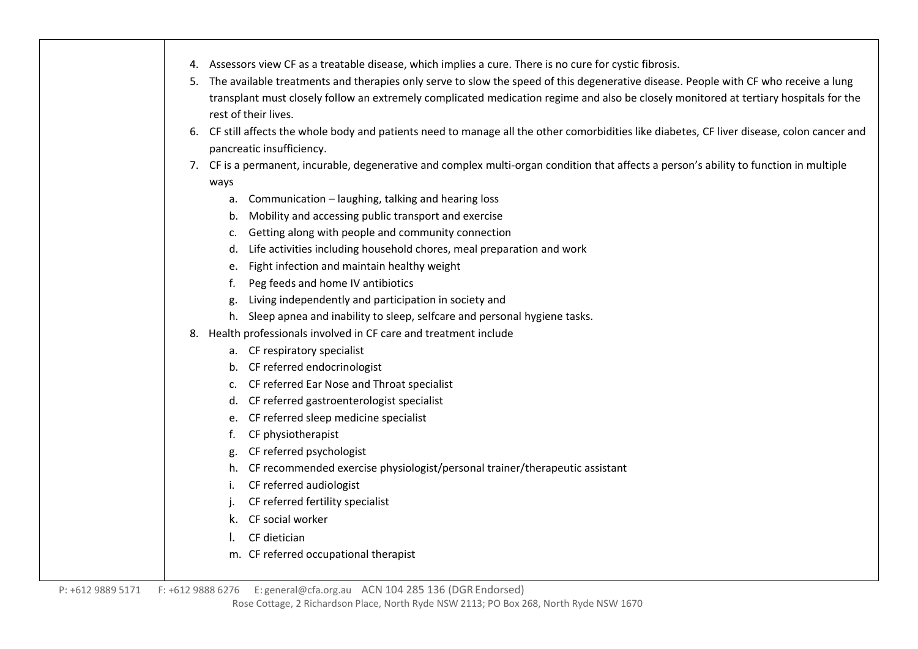4. Assessors view CF as a treatable disease, which implies a cure. There is no cure for cystic fibrosis.
5. The available treatments and therapies only serve to slow the speed of this degenerative disease. People with CF who receive a lung transplant must closely follow an extremely complicated medication regime and also be closely monitored at tertiary hospitals for the rest of their lives.
6. CF still affects the whole body and patients need to manage all the other comorbidities like diabetes, CF liver disease, colon cancer and pancreatic insufficiency.
7. CF is a permanent, incurable, degenerative and complex multi-organ condition that affects a person's ability to function in multiple ways
   a. Communication – laughing, talking and hearing loss
   b. Mobility and accessing public transport and exercise
   c. Getting along with people and community connection
   d. Life activities including household chores, meal preparation and work
   e. Fight infection and maintain healthy weight
   f. Peg feeds and home IV antibiotics
   g. Living independently and participation in society and
   h. Sleep apnea and inability to sleep, selfcare and personal hygiene tasks.
8. Health professionals involved in CF care and treatment include
   a. CF respiratory specialist
   b. CF referred endocrinologist
   c. CF referred Ear Nose and Throat specialist
   d. CF referred gastroenterologist specialist
   e. CF referred sleep medicine specialist
   f. CF physiotherapist
   g. CF referred psychologist
   h. CF recommended exercise physiologist/personal trainer/therapeutic assistant
   i. CF referred audiologist
   j. CF referred fertility specialist
   k. CF social worker
   l. CF dietician
   m. CF referred occupational therapist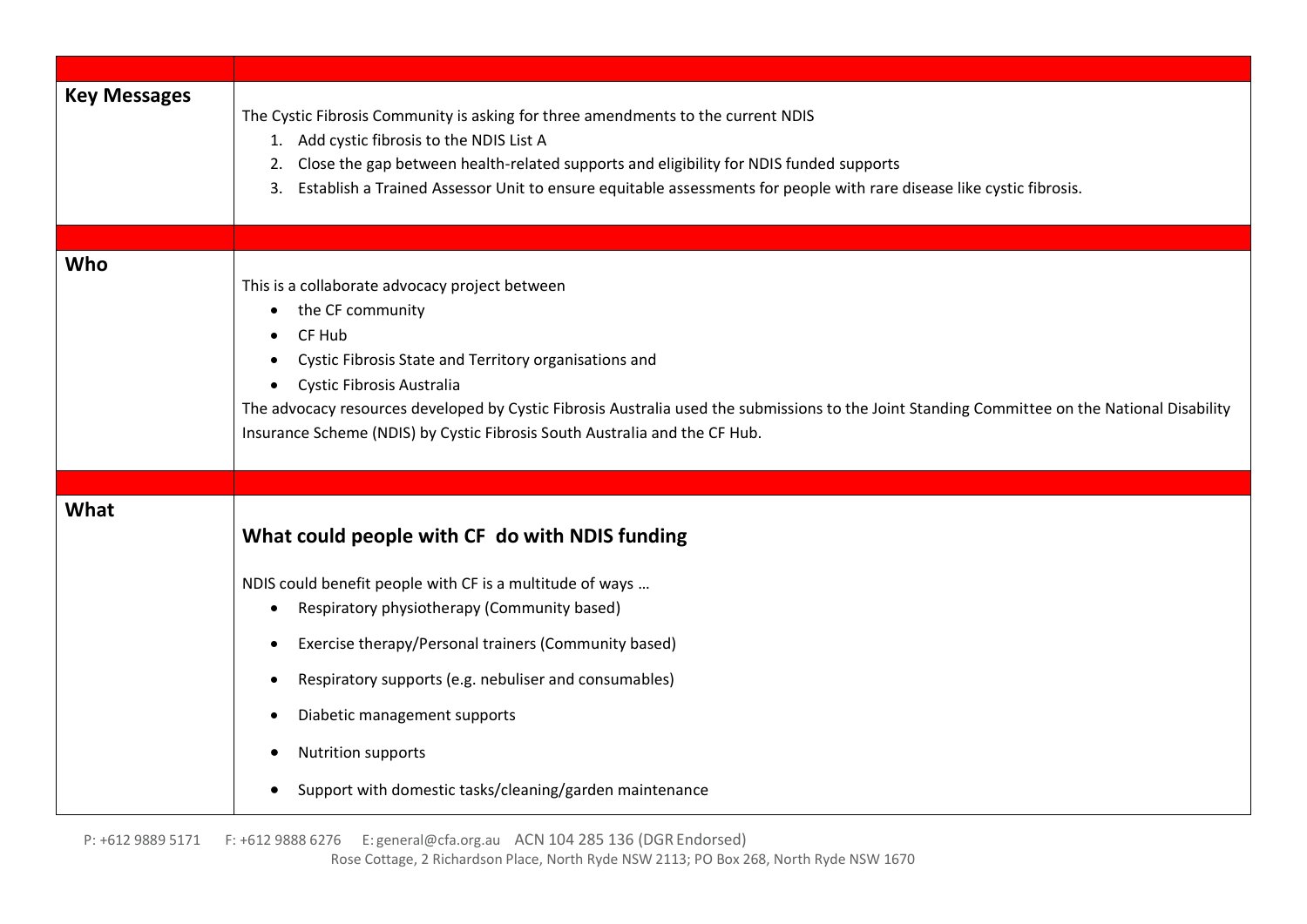| | |
|---|---|
| **Key Messages** | The Cystic Fibrosis Community is asking for three amendments to the current NDIS<br>1. Add cystic fibrosis to the NDIS List A<br>2. Close the gap between health-related supports and eligibility for NDIS funded supports<br>3. Establish a Trained Assessor Unit to ensure equitable assessments for people with rare disease like cystic fibrosis. |
| | |
| **Who** | This is a collaborate advocacy project between<br>• the CF community<br>• CF Hub<br>• Cystic Fibrosis State and Territory organisations and<br>• Cystic Fibrosis Australia<br>The advocacy resources developed by Cystic Fibrosis Australia used the submissions to the Joint Standing Committee on the National Disability Insurance Scheme (NDIS) by Cystic Fibrosis South Australia and the CF Hub. |
| | |
| **What** | **What could people with CF do with NDIS funding**<br><br>NDIS could benefit people with CF is a multitude of ways …<br>• Respiratory physiotherapy (Community based)<br>• Exercise therapy/Personal trainers (Community based)<br>• Respiratory supports (e.g. nebuliser and consumables)<br>• Diabetic management supports<br>• Nutrition supports<br>• Support with domestic tasks/cleaning/garden maintenance |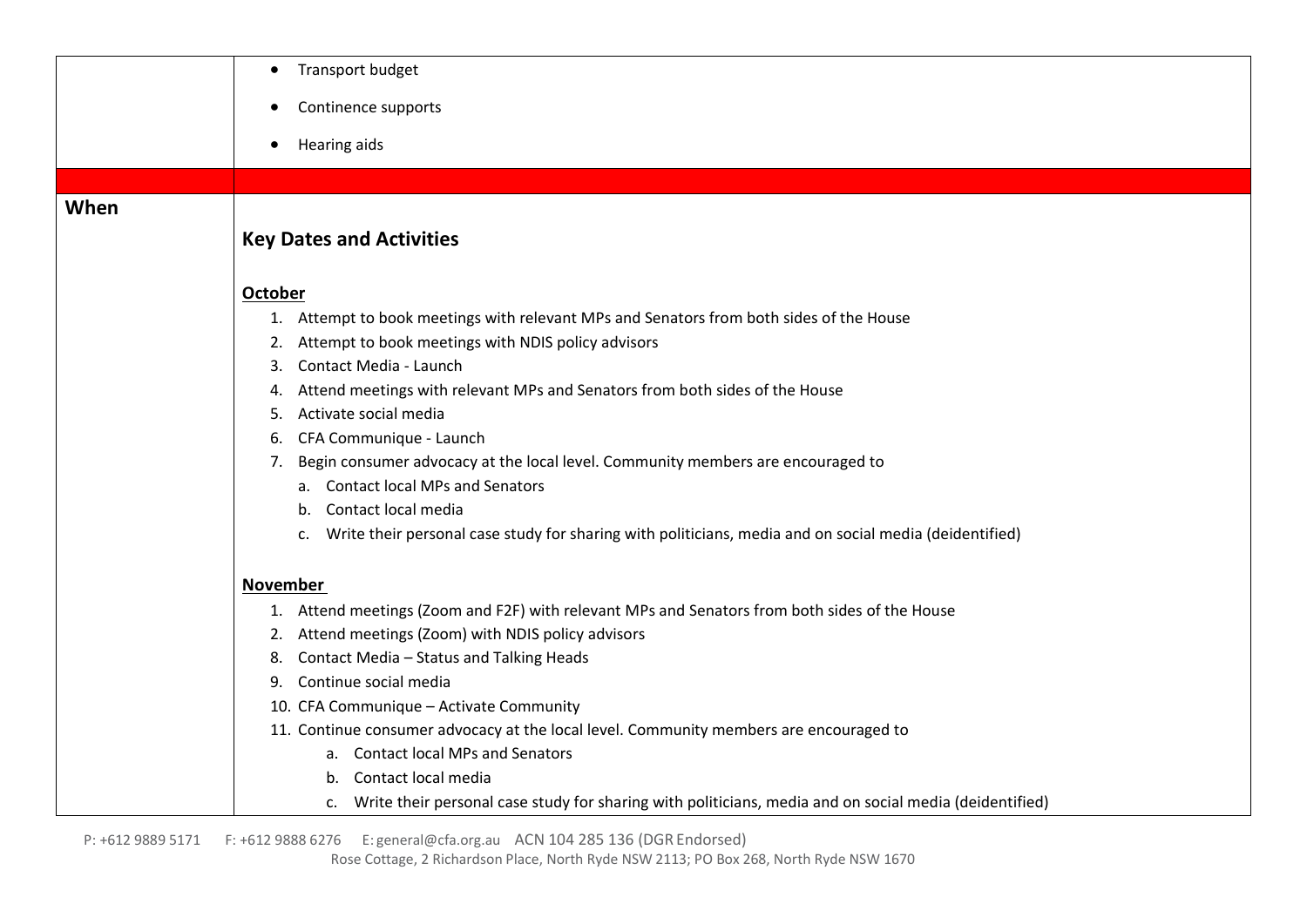| | |
|---|---|
| | • Transport budget<br>• Continence supports<br>• Hearing aids |
| | |
| **When** | **Key Dates and Activities**<br><br>**October**<br>1. Attempt to book meetings with relevant MPs and Senators from both sides of the House<br>2. Attempt to book meetings with NDIS policy advisors<br>3. Contact Media - Launch<br>4. Attend meetings with relevant MPs and Senators from both sides of the House<br>5. Activate social media<br>6. CFA Communique - Launch<br>7. Begin consumer advocacy at the local level. Community members are encouraged to<br>&nbsp;&nbsp;&nbsp;a. Contact local MPs and Senators<br>&nbsp;&nbsp;&nbsp;b. Contact local media<br>&nbsp;&nbsp;&nbsp;c. Write their personal case study for sharing with politicians, media and on social media (deidentified)<br><br>**November**<br>1. Attend meetings (Zoom and F2F) with relevant MPs and Senators from both sides of the House<br>2. Attend meetings (Zoom) with NDIS policy advisors<br>8. Contact Media – Status and Talking Heads<br>9. Continue social media<br>10. CFA Communique – Activate Community<br>11. Continue consumer advocacy at the local level. Community members are encouraged to<br>&nbsp;&nbsp;&nbsp;a. Contact local MPs and Senators<br>&nbsp;&nbsp;&nbsp;b. Contact local media<br>&nbsp;&nbsp;&nbsp;c. Write their personal case study for sharing with politicians, media and on social media (deidentified) |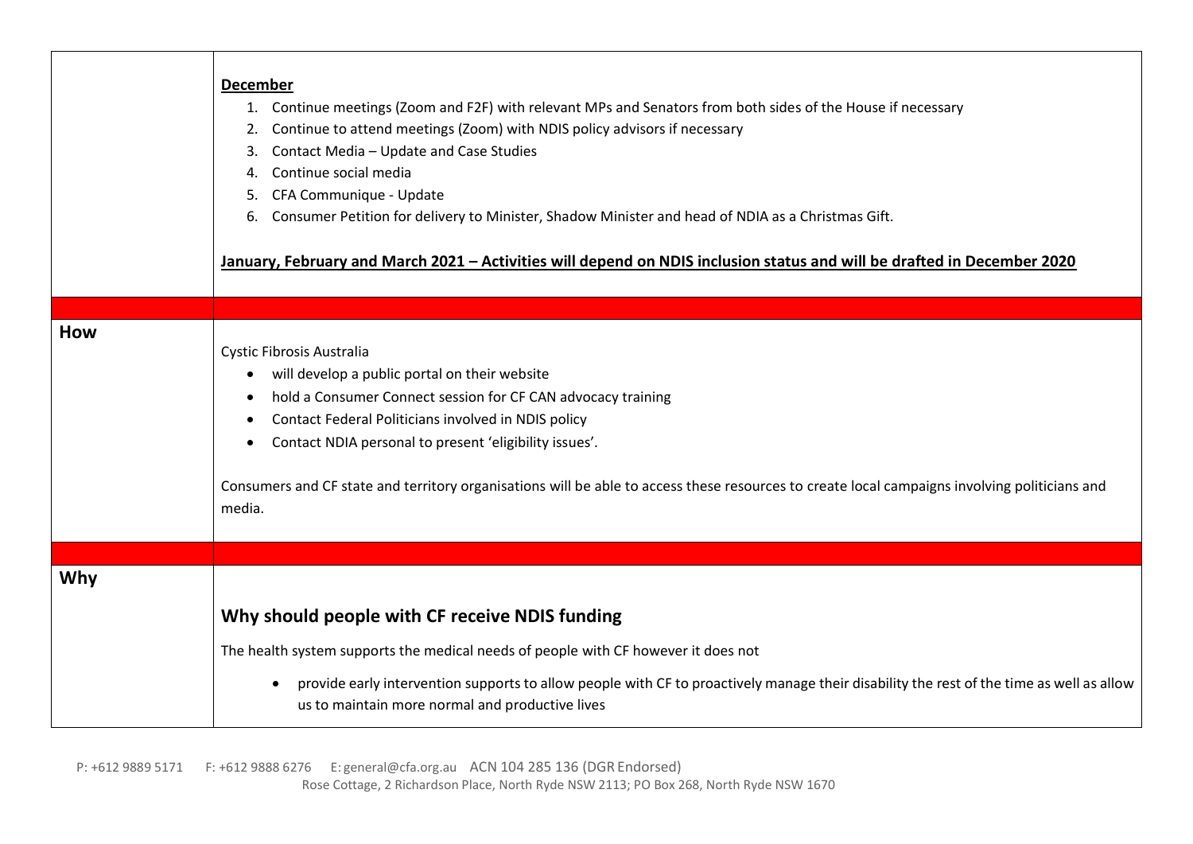| | |
|---|---|
| | **December**<br>1. Continue meetings (Zoom and F2F) with relevant MPs and Senators from both sides of the House if necessary<br>2. Continue to attend meetings (Zoom) with NDIS policy advisors if necessary<br>3. Contact Media – Update and Case Studies<br>4. Continue social media<br>5. CFA Communique - Update<br>6. Consumer Petition for delivery to Minister, Shadow Minister and head of NDIA as a Christmas Gift.<br><br>**January, February and March 2021 – Activities will depend on NDIS inclusion status and will be drafted in December 2020** |
| | |
| **How** | Cystic Fibrosis Australia<br>• will develop a public portal on their website<br>• hold a Consumer Connect session for CF CAN advocacy training<br>• Contact Federal Politicians involved in NDIS policy<br>• Contact NDIA personal to present 'eligibility issues'.<br><br>Consumers and CF state and territory organisations will be able to access these resources to create local campaigns involving politicians and media. |
| | |
| **Why** | **Why should people with CF receive NDIS funding**<br><br>The health system supports the medical needs of people with CF however it does not<br><br>• provide early intervention supports to allow people with CF to proactively manage their disability the rest of the time as well as allow us to maintain more normal and productive lives |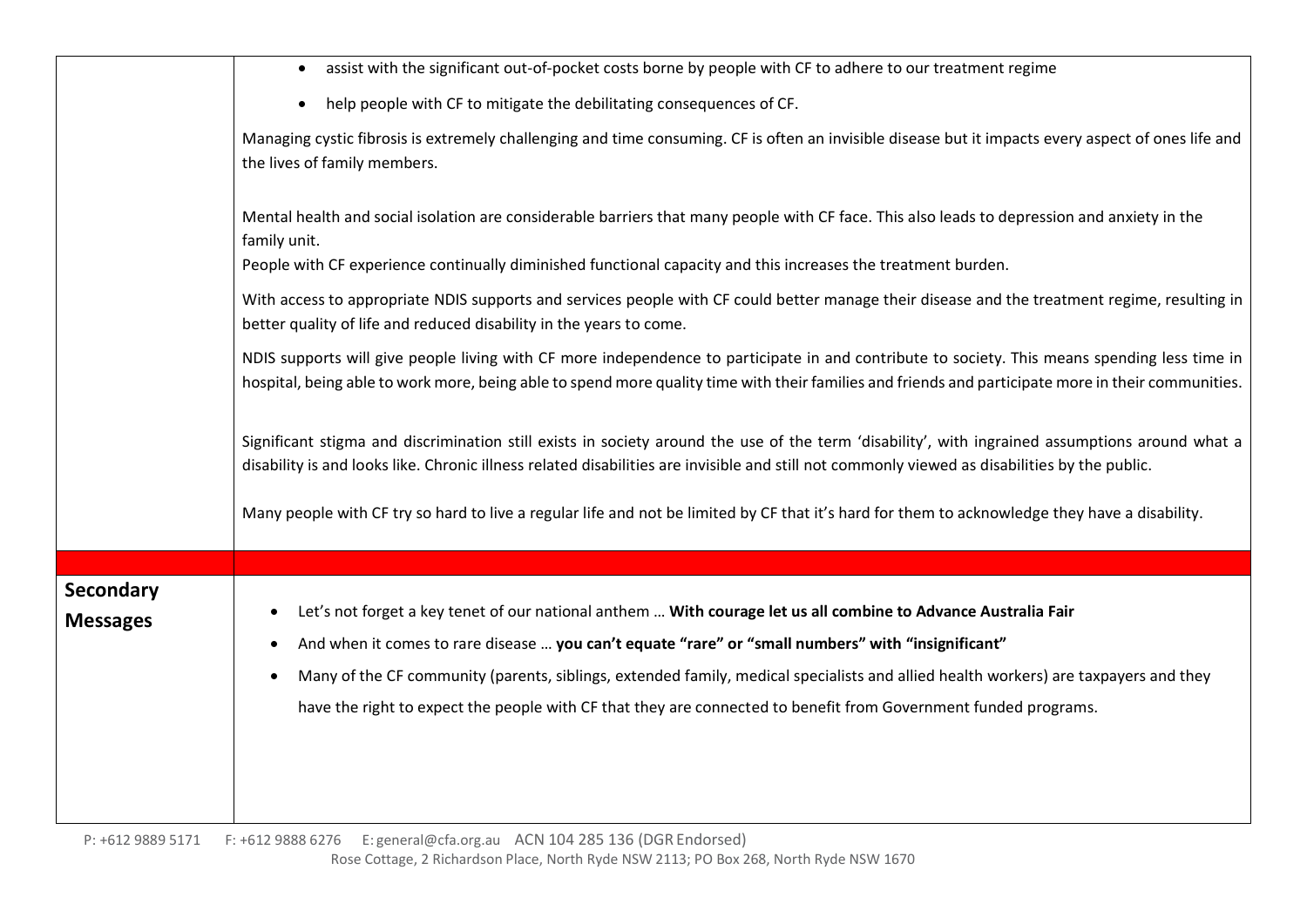| | |
|---|---|
| | • assist with the significant out-of-pocket costs borne by people with CF to adhere to our treatment regime<br>• help people with CF to mitigate the debilitating consequences of CF.<br><br>Managing cystic fibrosis is extremely challenging and time consuming. CF is often an invisible disease but it impacts every aspect of ones life and the lives of family members.<br><br>Mental health and social isolation are considerable barriers that many people with CF face. This also leads to depression and anxiety in the family unit.<br>People with CF experience continually diminished functional capacity and this increases the treatment burden.<br><br>With access to appropriate NDIS supports and services people with CF could better manage their disease and the treatment regime, resulting in better quality of life and reduced disability in the years to come.<br><br>NDIS supports will give people living with CF more independence to participate in and contribute to society. This means spending less time in hospital, being able to work more, being able to spend more quality time with their families and friends and participate more in their communities.<br><br>Significant stigma and discrimination still exists in society around the use of the term 'disability', with ingrained assumptions around what a disability is and looks like. Chronic illness related disabilities are invisible and still not commonly viewed as disabilities by the public.<br><br>Many people with CF try so hard to live a regular life and not be limited by CF that it's hard for them to acknowledge they have a disability. |
| | |
| **Secondary Messages** | • Let's not forget a key tenet of our national anthem … **With courage let us all combine to Advance Australia Fair**<br>• And when it comes to rare disease … **you can't equate "rare" or "small numbers" with "insignificant"**<br>• Many of the CF community (parents, siblings, extended family, medical specialists and allied health workers) are taxpayers and they have the right to expect the people with CF that they are connected to benefit from Government funded programs. |

P: +612 9889 5171 F: +612 9888 6276 E: general@cfa.org.au ACN 104 285 136 (DGR Endorsed)
Rose Cottage, 2 Richardson Place, North Ryde NSW 2113; PO Box 268, North Ryde NSW 1670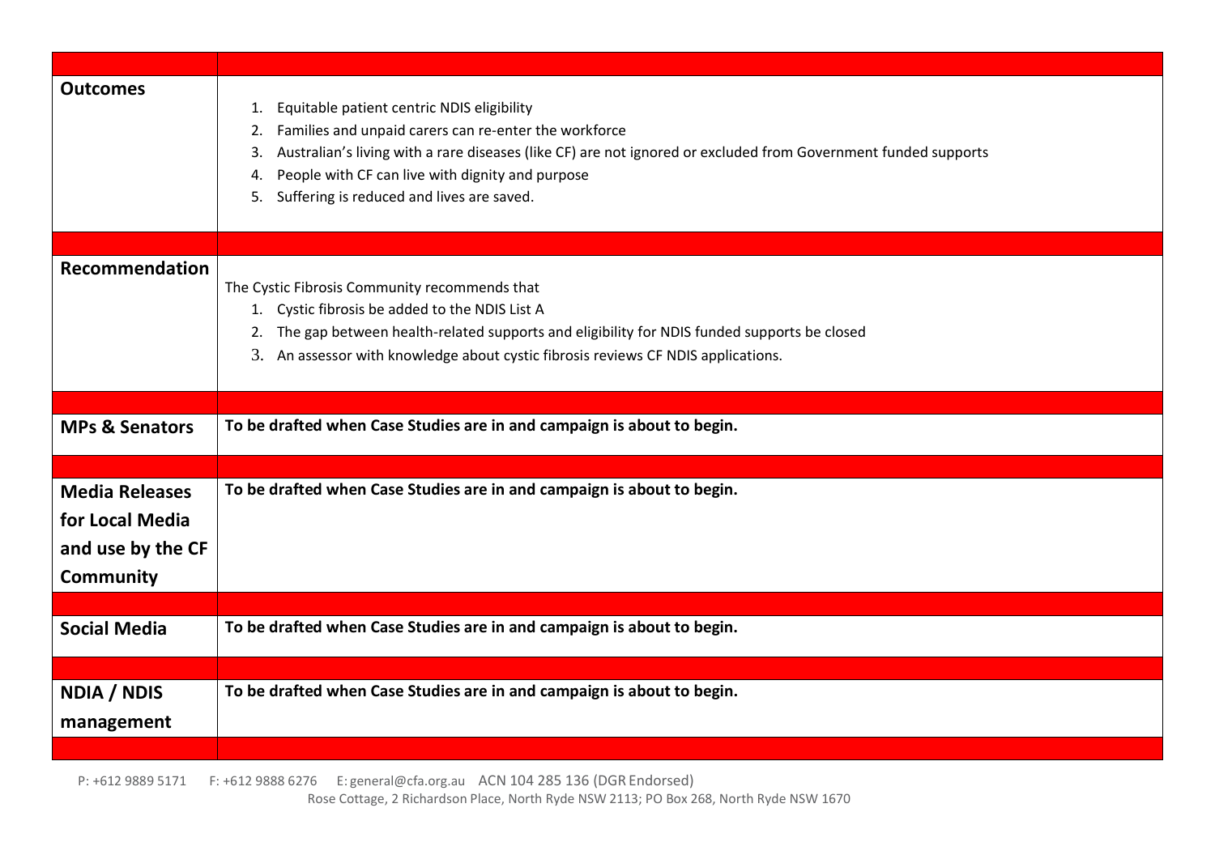| | |
|---|---|
| **Outcomes** | 1. Equitable patient centric NDIS eligibility<br>2. Families and unpaid carers can re-enter the workforce<br>3. Australian's living with a rare diseases (like CF) are not ignored or excluded from Government funded supports<br>4. People with CF can live with dignity and purpose<br>5. Suffering is reduced and lives are saved. |
| | |
| **Recommendation** | The Cystic Fibrosis Community recommends that<br>1. Cystic fibrosis be added to the NDIS List A<br>2. The gap between health-related supports and eligibility for NDIS funded supports be closed<br>3. An assessor with knowledge about cystic fibrosis reviews CF NDIS applications. |
| | |
| **MPs & Senators** | **To be drafted when Case Studies are in and campaign is about to begin.** |
| | |
| **Media Releases for Local Media and use by the CF Community** | **To be drafted when Case Studies are in and campaign is about to begin.** |
| | |
| **Social Media** | **To be drafted when Case Studies are in and campaign is about to begin.** |
| | |
| **NDIA / NDIS management** | **To be drafted when Case Studies are in and campaign is about to begin.** |
| | |

P: +612 9889 5171 F: +612 9888 6276 E: general@cfa.org.au ACN 104 285 136 (DGR Endorsed)
Rose Cottage, 2 Richardson Place, North Ryde NSW 2113; PO Box 268, North Ryde NSW 1670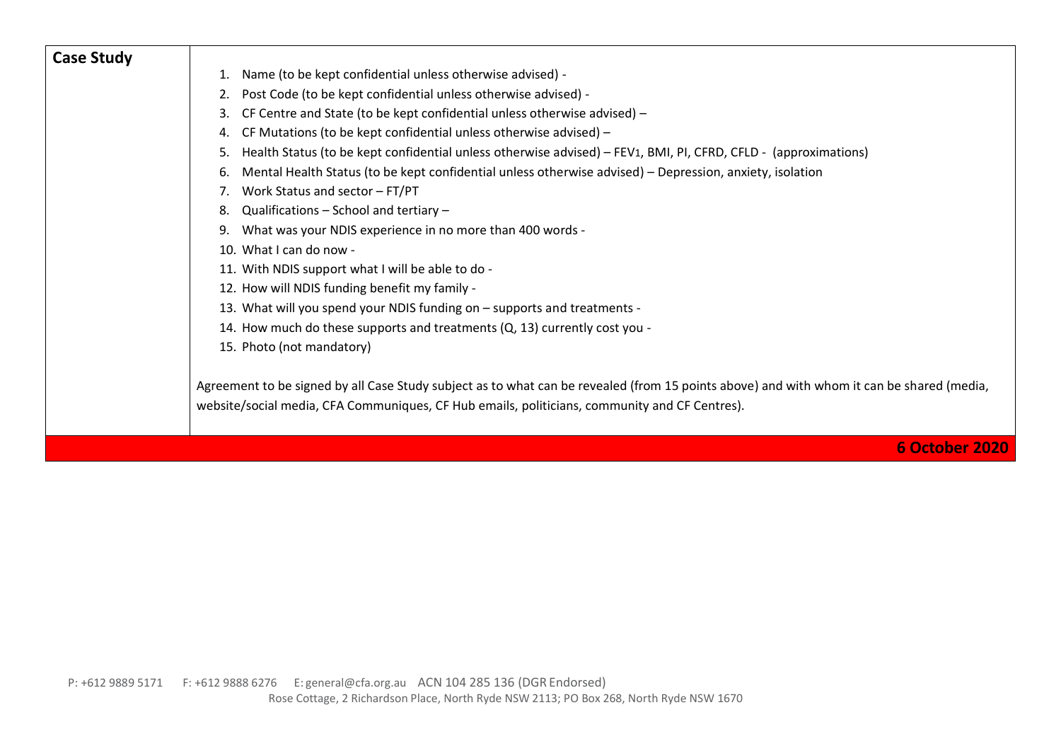| | |
|---|---|
| **Case Study** | 1. Name (to be kept confidential unless otherwise advised) -<br>2. Post Code (to be kept confidential unless otherwise advised) -<br>3. CF Centre and State (to be kept confidential unless otherwise advised) –<br>4. CF Mutations (to be kept confidential unless otherwise advised) –<br>5. Health Status (to be kept confidential unless otherwise advised) – $FEV_1$, BMI, PI, CFRD, CFLD - (approximations)<br>6. Mental Health Status (to be kept confidential unless otherwise advised) – Depression, anxiety, isolation<br>7. Work Status and sector – FT/PT<br>8. Qualifications – School and tertiary –<br>9. What was your NDIS experience in no more than 400 words -<br>10. What I can do now -<br>11. With NDIS support what I will be able to do -<br>12. How will NDIS funding benefit my family -<br>13. What will you spend your NDIS funding on – supports and treatments -<br>14. How much do these supports and treatments (Q, 13) currently cost you -<br>15. Photo (not mandatory)<br><br>Agreement to be signed by all Case Study subject as to what can be revealed (from 15 points above) and with whom it can be shared (media, website/social media, CFA Communiques, CF Hub emails, politicians, community and CF Centres). |

**6 October 2020**

P: +612 9889 5171 F: +612 9888 6276 E: general@cfa.org.au ACN 104 285 136 (DGR Endorsed)
Rose Cottage, 2 Richardson Place, North Ryde NSW 2113; PO Box 268, North Ryde NSW 1670